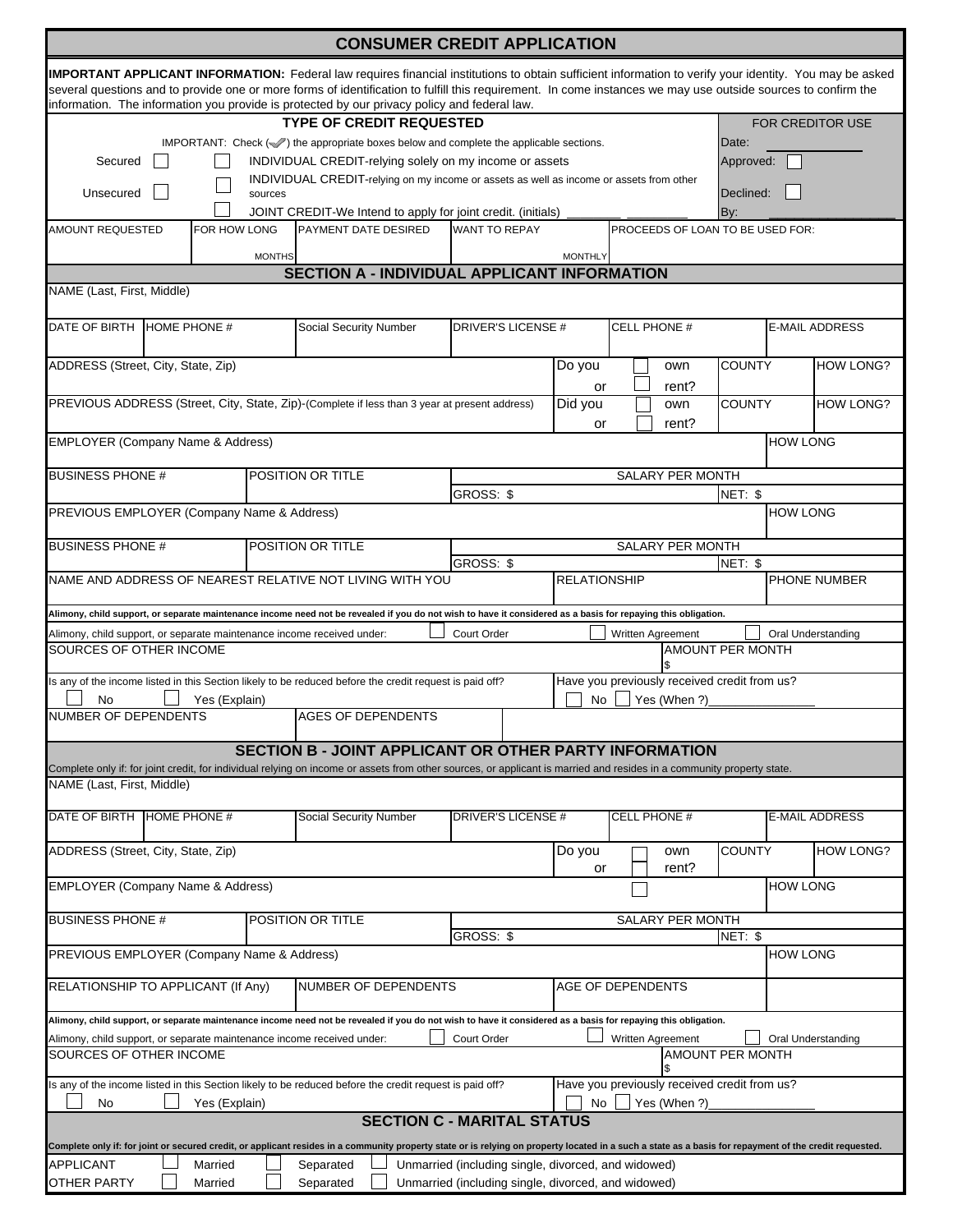# CONSUMER CREDIT APPLICATION

**IMPORTANT APPLICANT INFORMATION:** Federal law requires financial institutions to obtain sufficient information to verify your identity. You may be asked several questions and to provide one or more forms of identification to fulfill this requirement. In come instances we may use outside sources to confirm the information. The information you provide is protected by our privacy policy and federal law.

## TYPE OF CREDIT REQUESTED

IMPORTANT: Check (✓) the appropriate boxes below and complete the applicable sections.

- Secured ☐
- Unsecured ☐

- ☐ INDIVIDUAL CREDIT-relying solely on my income or assets
- ☐ INDIVIDUAL CREDIT-relying on my income or assets as well as income or assets from other sources
- ☐ JOINT CREDIT-We Intend to apply for joint credit. (initials) ________ ________

**FOR CREDITOR USE**

Date: ____________

Approved: ☐

Declined: ☐

By: ____________

| AMOUNT REQUESTED | FOR HOW LONG | PAYMENT DATE DESIRED | WANT TO REPAY | PROCEEDS OF LOAN TO BE USED FOR: |
|---|---|---|---|---|
| | MONTHS | | MONTHLY | |

## SECTION A - INDIVIDUAL APPLICANT INFORMATION

NAME (Last, First, Middle)

| DATE OF BIRTH | HOME PHONE # | Social Security Number | DRIVER'S LICENSE # | CELL PHONE # | E-MAIL ADDRESS |
|---|---|---|---|---|---|
| | | | | | |

| ADDRESS (Street, City, State, Zip) | Do you ☐ own or ☐ rent? | COUNTY | HOW LONG? |
|---|---|---|---|
| PREVIOUS ADDRESS (Street, City, State, Zip)-(Complete if less than 3 year at present address) | Did you ☐ own or ☐ rent? | COUNTY | HOW LONG? |

| EMPLOYER (Company Name & Address) | HOW LONG |
|---|---|
| | |

| BUSINESS PHONE # | POSITION OR TITLE | SALARY PER MONTH | |
|---|---|---|---|
| | | GROSS: $ | NET: $ |

| PREVIOUS EMPLOYER (Company Name & Address) | HOW LONG |
|---|---|
| | |

| BUSINESS PHONE # | POSITION OR TITLE | SALARY PER MONTH | |
|---|---|---|---|
| | | GROSS: $ | NET: $ |

| NAME AND ADDRESS OF NEAREST RELATIVE NOT LIVING WITH YOU | RELATIONSHIP | PHONE NUMBER |
|---|---|---|
| | | |

**Alimony, child support, or separate maintenance income need not be revealed if you do not wish to have it considered as a basis for repaying this obligation.**

Alimony, child support, or separate maintenance income received under: ☐ Court Order ☐ Written Agreement ☐ Oral Understanding

| SOURCES OF OTHER INCOME | AMOUNT PER MONTH |
|---|---|
| | $ |

Is any of the income listed in this Section likely to be reduced before the credit request is paid off? ☐ No ☐ Yes (Explain)

Have you previously received credit from us? ☐ No ☐ Yes (When ?)_______________

| NUMBER OF DEPENDENTS | AGES OF DEPENDENTS | |
|---|---|---|
| | | |

## SECTION B - JOINT APPLICANT OR OTHER PARTY INFORMATION

Complete only if: for joint credit, for individual relying on income or assets from other sources, or applicant is married and resides in a community property state.

NAME (Last, First, Middle)

| DATE OF BIRTH | HOME PHONE # | Social Security Number | DRIVER'S LICENSE # | CELL PHONE # | E-MAIL ADDRESS |
|---|---|---|---|---|---|
| | | | | | |

| ADDRESS (Street, City, State, Zip) | Do you ☐ own or ☐ rent? | COUNTY | HOW LONG? |
|---|---|---|---|
| | | | |

| EMPLOYER (Company Name & Address) | ☐ | HOW LONG |
|---|---|---|
| | | |

| BUSINESS PHONE # | POSITION OR TITLE | SALARY PER MONTH | |
|---|---|---|---|
| | | GROSS: $ | NET: $ |

| PREVIOUS EMPLOYER (Company Name & Address) | HOW LONG |
|---|---|
| | |

| RELATIONSHIP TO APPLICANT (If Any) | NUMBER OF DEPENDENTS | AGE OF DEPENDENTS | |
|---|---|---|---|
| | | | |

**Alimony, child support, or separate maintenance income need not be revealed if you do not wish to have it considered as a basis for repaying this obligation.**

Alimony, child support, or separate maintenance income received under: ☐ Court Order ☐ Written Agreement ☐ Oral Understanding

| SOURCES OF OTHER INCOME | AMOUNT PER MONTH |
|---|---|
| | $ |

Is any of the income listed in this Section likely to be reduced before the credit request is paid off? ☐ No ☐ Yes (Explain)

Have you previously received credit from us? ☐ No ☐ Yes (When ?)_______________

## SECTION C - MARITAL STATUS

**Complete only if: for joint or secured credit, or applicant resides in a community property state or is relying on property located in a such a state as a basis for repayment of the credit requested.**

| | | | |
|---|---|---|---|
| APPLICANT | ☐ Married | ☐ Separated | ☐ Unmarried (including single, divorced, and widowed) |
| OTHER PARTY | ☐ Married | ☐ Separated | ☐ Unmarried (including single, divorced, and widowed) |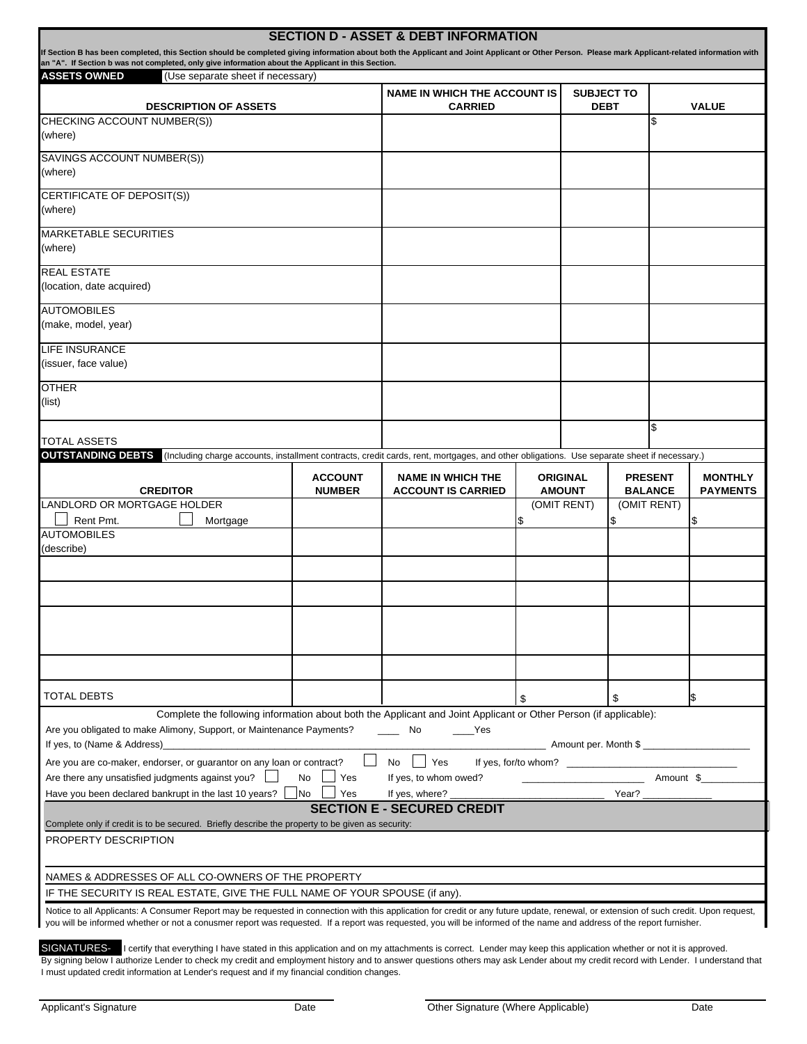## SECTION D - ASSET & DEBT INFORMATION

**If Section B has been completed, this Section should be completed giving information about both the Applicant and Joint Applicant or Other Person. Please mark Applicant-related information with an "A". If Section b was not completed, only give information about the Applicant in this Section.**

**ASSETS OWNED** (Use separate sheet if necessary)

| DESCRIPTION OF ASSETS | NAME IN WHICH THE ACCOUNT IS CARRIED | SUBJECT TO DEBT | VALUE |
|---|---|---|---|
| CHECKING ACCOUNT NUMBER(S))<br>(where) | | | $ |
| SAVINGS ACCOUNT NUMBER(S))<br>(where) | | | |
| CERTIFICATE OF DEPOSIT(S))<br>(where) | | | |
| MARKETABLE SECURITIES<br>(where) | | | |
| REAL ESTATE<br>(location, date acquired) | | | |
| AUTOMOBILES<br>(make, model, year) | | | |
| LIFE INSURANCE<br>(issuer, face value) | | | |
| OTHER<br>(list) | | | |
| TOTAL ASSETS | | | $ |

**OUTSTANDING DEBTS** (Including charge accounts, installment contracts, credit cards, rent, mortgages, and other obligations. Use separate sheet if necessary.)

| CREDITOR | ACCOUNT NUMBER | NAME IN WHICH THE ACCOUNT IS CARRIED | ORIGINAL AMOUNT | PRESENT BALANCE | MONTHLY PAYMENTS |
|---|---|---|---|---|---|
| LANDLORD OR MORTGAGE HOLDER<br>☐ Rent Pmt. ☐ Mortgage | | | (OMIT RENT)<br>$ | (OMIT RENT)<br>$ | $ |
| AUTOMOBILES<br>(describe) | | | | | |
| | | | | | |
| | | | | | |
| | | | | | |
| | | | | | |
| TOTAL DEBTS | | | $ | $ | $ |

Complete the following information about both the Applicant and Joint Applicant or Other Person (if applicable):

Are you obligated to make Alimony, Support, or Maintenance Payments? ____ No ____Yes

If yes, to (Name & Address)________________________________ Amount per. Month $ ____________________

Are you are co-maker, endorser, or guarantor on any loan or contract? ☐ No ☐ Yes If yes, for/to whom? ________________________________

Are there any unsatisfied judgments against you? ☐ No ☐ Yes If yes, to whom owed? ______________________ Amount $___________

Have you been declared bankrupt in the last 10 years? ☐ No ☐ Yes If yes, where? ____________________________ Year? ____________

## SECTION E - SECURED CREDIT

Complete only if credit is to be secured. Briefly describe the property to be given as security:

PROPERTY DESCRIPTION

NAMES & ADDRESSES OF ALL CO-OWNERS OF THE PROPERTY

IF THE SECURITY IS REAL ESTATE, GIVE THE FULL NAME OF YOUR SPOUSE (if any).

Notice to all Applicants: A Consumer Report may be requested in connection with this application for credit or any future update, renewal, or extension of such credit. Upon request, you will be informed whether or not a conusmer report was requested. If a report was requested, you will be informed of the name and address of the report furnisher.

**SIGNATURES-** I certify that everything I have stated in this application and on my attachments is correct. Lender may keep this application whether or not it is approved. By signing below I authorize Lender to check my credit and employment history and to answer questions others may ask Lender about my credit record with Lender. I understand that I must updated credit information at Lender's request and if my financial condition changes.

Applicant's Signature Date

Other Signature (Where Applicable) Date